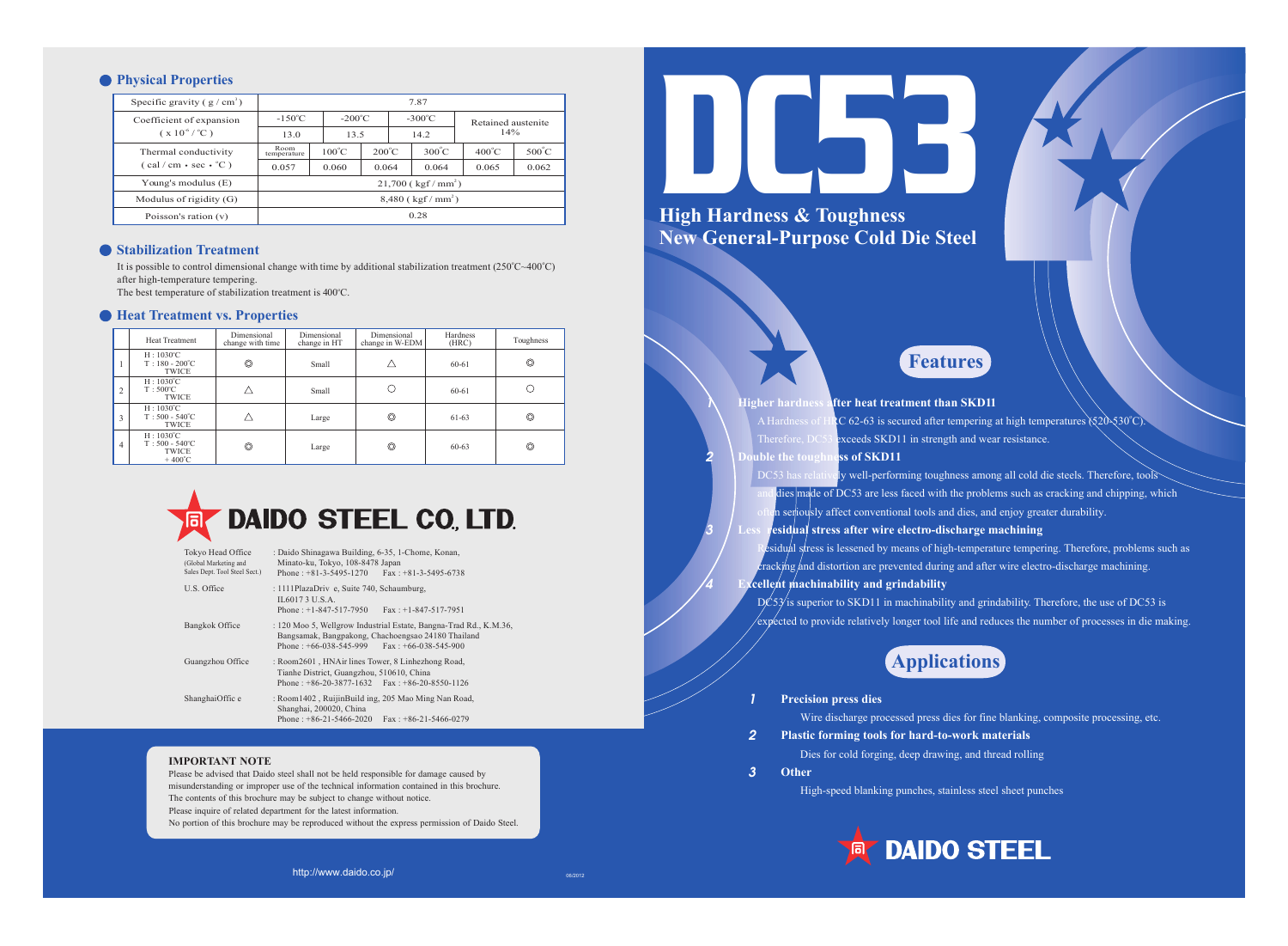# DC53

## High Hardness & Toughness
## New General-Purpose Cold Die Steel

## Features

**1 Higher hardness after heat treatment than SKD11**

A Hardness of HRC 62-63 is secured after tempering at high temperatures (520-530˚C). Therefore, DC53 exceeds SKD11 in strength and wear resistance.

**2 Double the toughness of SKD11**

DC53 has relatively well-performing toughness among all cold die steels. Therefore, tools and dies made of DC53 are less faced with the problems such as cracking and chipping, which often seriously affect conventional tools and dies, and enjoy greater durability.

**3 Less residual stress after wire electro-discharge machining**

Residual stress is lessened by means of high-temperature tempering. Therefore, problems such as cracking and distortion are prevented during and after wire electro-discharge machining.

**4 Excellent machinability and grindability**

DC53 is superior to SKD11 in machinability and grindability. Therefore, the use of DC53 is expected to provide relatively longer tool life and reduces the number of processes in die making.

## Applications

**1 Precision press dies**

Wire discharge processed press dies for fine blanking, composite processing, etc.

**2 Plastic forming tools for hard-to-work materials**

Dies for cold forging, deep drawing, and thread rolling

**3 Other**

High-speed blanking punches, stainless steel sheet punches

DAIDO STEEL

## Physical Properties

| Property | | | | | | |
|---|---|---|---|---|---|---|
| Specific gravity ( $g/cm^3$ ) | 7.87 | | | | | |
| Coefficient of expansion ( $x10^{-6}/˚C$ ) | -150˚C | -200˚C | -300˚C | Retained austenite | | |
| | 13.0 | 13.5 | 14.2 | 14% | | |
| Thermal conductivity ( cal / cm・sec・˚C ) | Room temperature | 100˚C | 200˚C | 300˚C | 400˚C | 500˚C |
| | 0.057 | 0.060 | 0.064 | 0.064 | 0.065 | 0.062 |
| Young's modulus (E) | 21,700 ( $kgf/mm^2$ ) | | | | | |
| Modulus of rigidity (G) | 8,480 ( $kgf/mm^2$ ) | | | | | |
| Poisson's ration (v) | 0.28 | | | | | |

## Stabilization Treatment

It is possible to control dimensional change with time by additional stabilization treatment (250˚C~400˚C) after high-temperature tempering.
The best temperature of stabilization treatment is 400℃.

## Heat Treatment vs. Properties

| | Heat Treatment | Dimensional change with time | Dimensional change in HT | Dimensional change in W-EDM | Hardness (HRC) | Toughness |
|---|---|---|---|---|---|---|
| 1 | H : 1030℃ T : 180 - 200℃ TWICE | ◎ | Small | △ | 60-61 | ◎ |
| 2 | H : 1030℃ T : 500℃ TWICE | △ | Small | ○ | 60-61 | ○ |
| 3 | H : 1030℃ T : 500 - 540℃ TWICE | △ | Large | ◎ | 61-63 | ◎ |
| 4 | H : 1030℃ T : 500 - 540℃ TWICE + 400℃ | ◎ | Large | ◎ | 60-63 | ◎ |

## DAIDO STEEL CO., LTD.

| Office | Address |
|---|---|
| Tokyo Head Office (Global Marketing and Sales Dept. Tool Steel Sect.) | : Daido Shinagawa Building, 6-35, 1-Chome, Konan, Minato-ku, Tokyo, 108-8478 Japan Phone : +81-3-5495-1270 Fax : +81-3-5495-6738 |
| U.S. Office | : 1111PlazaDriv e, Suite 740, Schaumburg, IL6017 3 U.S.A. Phone : +1-847-517-7950 Fax : +1-847-517-7951 |
| Bangkok Office | : 120 Moo 5, Wellgrow Industrial Estate, Bangna-Trad Rd., K.M.36, Bangsamak, Bangpakong, Chachoengsao 24180 Thailand Phone : +66-038-545-999 Fax : +66-038-545-900 |
| Guangzhou Office | : Room2601 , HNAir lines Tower, 8 Linhezhong Road, Tianhe District, Guangzhou, 510610, China Phone : +86-20-3877-1632 Fax : +86-20-8550-1126 |
| ShanghaiOffic e | : Room1402 , RuijinBuild ing, 205 Mao Ming Nan Road, Shanghai, 200020, China Phone : +86-21-5466-2020 Fax : +86-21-5466-0279 |

**IMPORTANT NOTE**

Please be advised that Daido steel shall not be held responsible for damage caused by misunderstanding or improper use of the technical information contained in this brochure.
The contents of this brochure may be subject to change without notice.
Please inquire of related department for the latest information.
No portion of this brochure may be reproduced without the express permission of Daido Steel.

http://www.daido.co.jp/

08/2012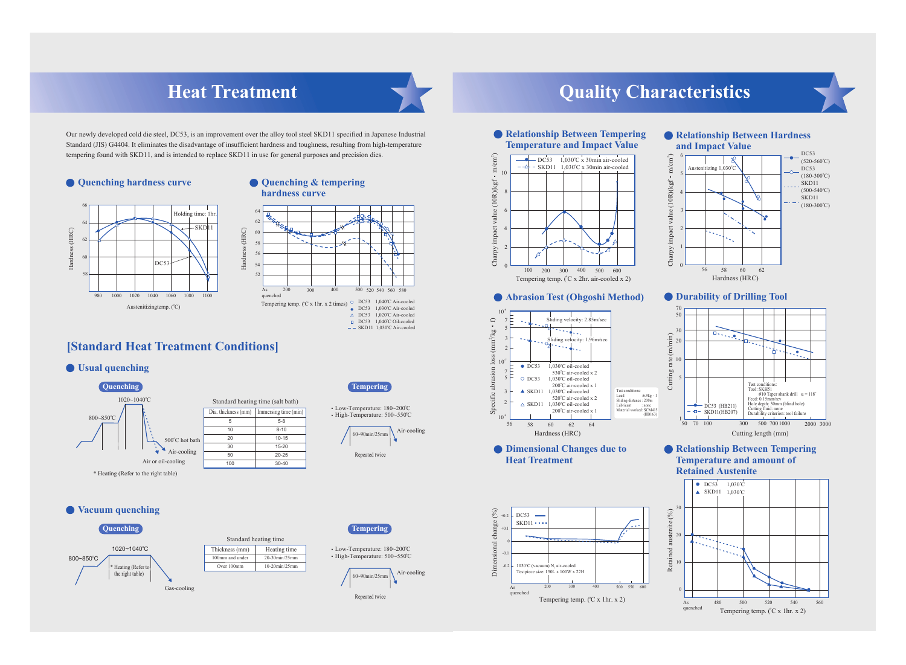# Heat Treatment

Our newly developed cold die steel, DC53, is an improvement over the alloy tool steel SKD11 specified in Japanese Industrial Standard (JIS) G4404. It eliminates the disadvantage of insufficient hardness and toughness, resulting from high-temperature tempering found with SKD11, and is intended to replace SKD11 in use for general purposes and precision dies.

## Quenching hardness curve

Holding time: 1hr.
SKD11
DC53
Hardness (HRC)
66
64
62
60
58
980 1000 1020 1040 1060 1080 1100
Austenitizingtemp. (˚C)

## Quenching & tempering hardness curve

Hardness (HRC)
64
62
60
58
56
54
52
As quenched 200 300 400 500 520 540 560 580
Tempering temp. (˚C x 1hr. x 2 times)

○ DC53 1,040˚C Air-cooled
● DC53 1,030˚C Air-cooled
△ DC53 1,020˚C Air-cooled
□ DC53 1,040˚C Oil-cooled
– – SKD11 1,030˚C Air-cooled

## [Standard Heat Treatment Conditions]

### Usual quenching

**Quenching**

1020~1040˚C
800~850˚C
500˚C hot bath
Air-cooling
Air or oil-cooling

* Heating (Refer to the right table)

Standard heating time (salt bath)

| Dia. thickness (mm) | Immersing time (min) |
|---|---|
| 5 | 5-8 |
| 10 | 8-10 |
| 20 | 10-15 |
| 30 | 15-20 |
| 50 | 20-25 |
| 100 | 30-40 |

**Tempering**

- Low-Temperature: 180~200˚C
- High-Temperature: 500~550˚C

60~90min/25mm
Air-cooling
Repeated twice

### Vacuum quenching

**Quenching**

1020~1040˚C
800~850˚C
* Heating (Refer to the right table)
Gas-cooling

Standard heating time

| Thickness (mm) | Heating time |
|---|---|
| 100mm and under | 20-30min/25mm |
| Over 100mm | 10-20min/25mm |

**Tempering**

- Low-Temperature: 180~200˚C
- High-Temperature: 500~550˚C

60~90min/25mm
Air-cooling
Repeated twice

# Quality Characteristics

## Relationship Between Tempering Temperature and Impact Value

DC53 1,030˚C x 30min air-cooled
SKD11 1,030˚C x 30min air-cooled
Charpy impact value (10R)(kgf・m/cm²)
10
8
6
4
2
0
100 200 300 400 500 600
Tempering temp. (˚C x 2hr. air-cooled x 2)

## Relationship Between Hardness and Impact Value

Austenitizing 1,030˚C
DC53 (520-560˚C)
DC53 (180-300˚C)
SKD11 (500-540˚C)
SKD11 (180-300˚C)
Charpy impact value (10R)(kgf・m/cm²)
6
5
4
3
2
1
0
56 58 60 62
Hardness (HRC)

## Abrasion Test (Ohgoshi Method)

Sliding velocity: 2.85m/sec
Sliding velocity: 1.96m/sec
Specific abrasion loss (mm²/kg・f)
$10^{-6}$
7
5
3
2
$10^{-7}$
7
5
3
2
$10^{-8}$
56 58 60 62 64
Hardness (HRC)

● DC53 1,030˚C oil-cooled 530˚C air-cooled x 2
○ DC53 1,030˚C oil-cooled 200˚C air-cooled x 1
▲ SKD11 1,030˚C oil-cooled 520˚C air-cooled x 2
△ SKD11 1,030˚C oil-cooled 200˚C air-cooled x 1

Test conditions:
Load : 6.9kg・f
Sliding distance : 200m
Lubricant : none
Material worked: SCM415 (HB163)

## Durability of Drilling Tool

Cutting rate (m/min)
70
50
30
20
10
5
1
50 70 100 300 500 700 1000 2000 3000
Cutting length (mm)

DC53 (HB211)
SKD11(HB207)

Test conditions:
Tool: SKH51
ø10 Taper shank drill α = 118˚
Feed: 0.15mm/rev
Hole depth: 30mm (blind hole)
Cutting fluid: none
Durability criterion: tool failure

## Dimensional Changes due to Heat Treatment

DC53
SKD11
Dimensional change (%)
+0.2
+0.1
0
-0.1
-0.2
1030˚C (vacuum) $N_2$ air-cooled
Testpiece size: 150L x 100W x 22H
As quenched 200 300 400 500 550 600
Tempering temp. (˚C x 1hr. x 2)

## Relationship Between Tempering Temperature and amount of Retained Austenite

● DC53 1,030˚C
▲ SKD11 1,030˚C
Retained austenite (%)
30
20
10
0
As quenched 480 500 520 540 560
Tempering temp. (˚C x 1hr. x 2)